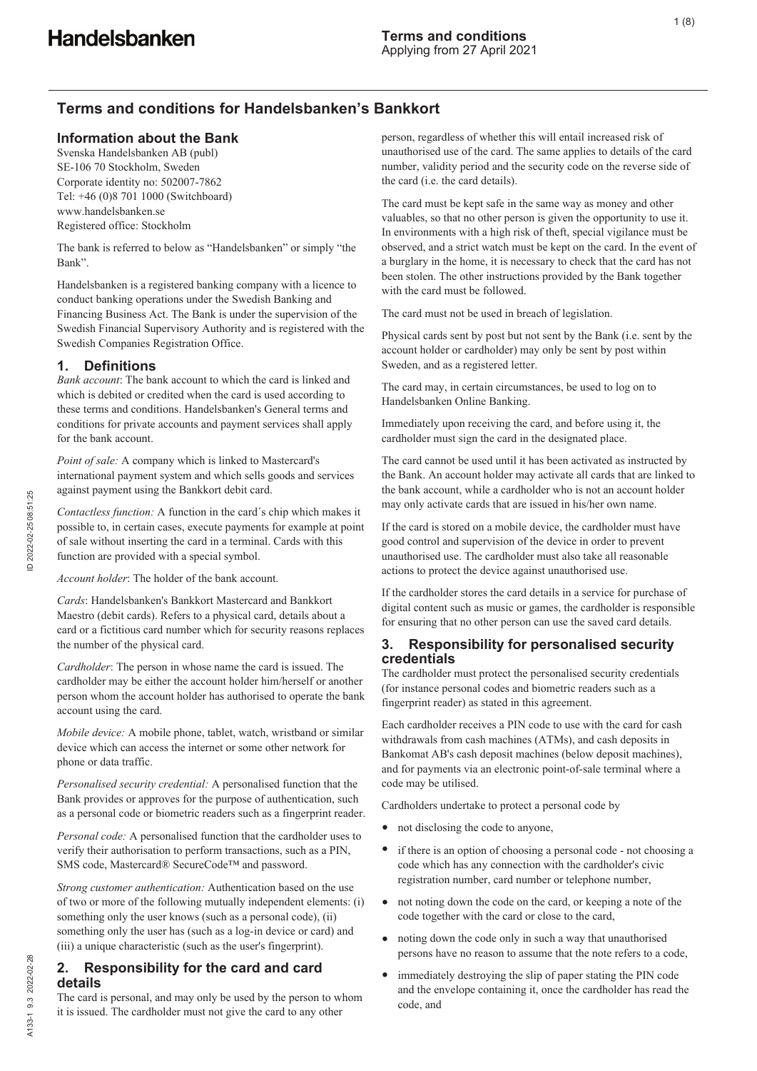# Terms and conditions for Handelsbanken's Bankkort

**Terms and conditions**
Applying from 27 April 2021

## Information about the Bank

Svenska Handelsbanken AB (publ)
SE-106 70 Stockholm, Sweden
Corporate identity no: 502007-7862
Tel: +46 (0)8 701 1000 (Switchboard)
www.handelsbanken.se
Registered office: Stockholm

The bank is referred to below as "Handelsbanken" or simply "the Bank".

Handelsbanken is a registered banking company with a licence to conduct banking operations under the Swedish Banking and Financing Business Act. The Bank is under the supervision of the Swedish Financial Supervisory Authority and is registered with the Swedish Companies Registration Office.

## 1. Definitions

*Bank account*: The bank account to which the card is linked and which is debited or credited when the card is used according to these terms and conditions. Handelsbanken's General terms and conditions for private accounts and payment services shall apply for the bank account.

*Point of sale:* A company which is linked to Mastercard's international payment system and which sells goods and services against payment using the Bankkort debit card.

*Contactless function:* A function in the card´s chip which makes it possible to, in certain cases, execute payments for example at point of sale without inserting the card in a terminal. Cards with this function are provided with a special symbol.

*Account holder*: The holder of the bank account.

*Cards*: Handelsbanken's Bankkort Mastercard and Bankkort Maestro (debit cards). Refers to a physical card, details about a card or a fictitious card number which for security reasons replaces the number of the physical card.

*Cardholder*: The person in whose name the card is issued. The cardholder may be either the account holder him/herself or another person whom the account holder has authorised to operate the bank account using the card.

*Mobile device:* A mobile phone, tablet, watch, wristband or similar device which can access the internet or some other network for phone or data traffic.

*Personalised security credential:* A personalised function that the Bank provides or approves for the purpose of authentication, such as a personal code or biometric readers such as a fingerprint reader.

*Personal code:* A personalised function that the cardholder uses to verify their authorisation to perform transactions, such as a PIN, SMS code, Mastercard® SecureCode™ and password.

*Strong customer authentication:* Authentication based on the use of two or more of the following mutually independent elements: (i) something only the user knows (such as a personal code), (ii) something only the user has (such as a log-in device or card) and (iii) a unique characteristic (such as the user's fingerprint).

## 2. Responsibility for the card and card details

The card is personal, and may only be used by the person to whom it is issued. The cardholder must not give the card to any other person, regardless of whether this will entail increased risk of unauthorised use of the card. The same applies to details of the card number, validity period and the security code on the reverse side of the card (i.e. the card details).

The card must be kept safe in the same way as money and other valuables, so that no other person is given the opportunity to use it. In environments with a high risk of theft, special vigilance must be observed, and a strict watch must be kept on the card. In the event of a burglary in the home, it is necessary to check that the card has not been stolen. The other instructions provided by the Bank together with the card must be followed.

The card must not be used in breach of legislation.

Physical cards sent by post but not sent by the Bank (i.e. sent by the account holder or cardholder) may only be sent by post within Sweden, and as a registered letter.

The card may, in certain circumstances, be used to log on to Handelsbanken Online Banking.

Immediately upon receiving the card, and before using it, the cardholder must sign the card in the designated place.

The card cannot be used until it has been activated as instructed by the Bank. An account holder may activate all cards that are linked to the bank account, while a cardholder who is not an account holder may only activate cards that are issued in his/her own name.

If the card is stored on a mobile device, the cardholder must have good control and supervision of the device in order to prevent unauthorised use. The cardholder must also take all reasonable actions to protect the device against unauthorised use.

If the cardholder stores the card details in a service for purchase of digital content such as music or games, the cardholder is responsible for ensuring that no other person can use the saved card details.

## 3. Responsibility for personalised security credentials

The cardholder must protect the personalised security credentials (for instance personal codes and biometric readers such as a fingerprint reader) as stated in this agreement.

Each cardholder receives a PIN code to use with the card for cash withdrawals from cash machines (ATMs), and cash deposits in Bankomat AB's cash deposit machines (below deposit machines), and for payments via an electronic point-of-sale terminal where a code may be utilised.

Cardholders undertake to protect a personal code by

- not disclosing the code to anyone,
- if there is an option of choosing a personal code - not choosing a code which has any connection with the cardholder's civic registration number, card number or telephone number,
- not noting down the code on the card, or keeping a note of the code together with the card or close to the card,
- noting down the code only in such a way that unauthorised persons have no reason to assume that the note refers to a code,
- immediately destroying the slip of paper stating the PIN code and the envelope containing it, once the cardholder has read the code, and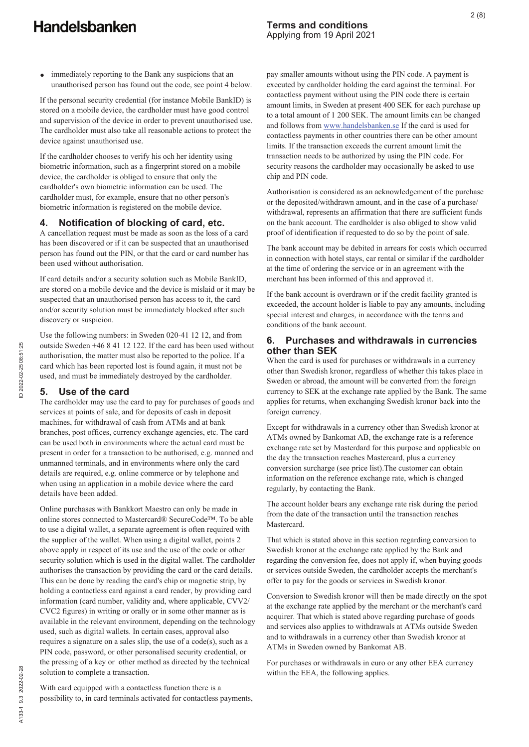- immediately reporting to the Bank any suspicions that an unauthorised person has found out the code, see point 4 below.

If the personal security credential (for instance Mobile BankID) is stored on a mobile device, the cardholder must have good control and supervision of the device in order to prevent unauthorised use. The cardholder must also take all reasonable actions to protect the device against unauthorised use.

If the cardholder chooses to verify his och her identity using biometric information, such as a fingerprint stored on a mobile device, the cardholder is obliged to ensure that only the cardholder's own biometric information can be used. The cardholder must, for example, ensure that no other person's biometric information is registered on the mobile device.

## 4. Notification of blocking of card, etc.

A cancellation request must be made as soon as the loss of a card has been discovered or if it can be suspected that an unauthorised person has found out the PIN, or that the card or card number has been used without authorisation.

If card details and/or a security solution such as Mobile BankID, are stored on a mobile device and the device is mislaid or it may be suspected that an unauthorised person has access to it, the card and/or security solution must be immediately blocked after such discovery or suspicion.

Use the following numbers: in Sweden 020-41 12 12, and from outside Sweden +46 8 41 12 122. If the card has been used without authorisation, the matter must also be reported to the police. If a card which has been reported lost is found again, it must not be used, and must be immediately destroyed by the cardholder.

## 5. Use of the card

The cardholder may use the card to pay for purchases of goods and services at points of sale, and for deposits of cash in deposit machines, for withdrawal of cash from ATMs and at bank branches, post offices, currency exchange agencies, etc. The card can be used both in environments where the actual card must be present in order for a transaction to be authorised, e.g. manned and unmanned terminals, and in environments where only the card details are required, e.g. online commerce or by telephone and when using an application in a mobile device where the card details have been added.

Online purchases with Bankkort Maestro can only be made in online stores connected to Mastercard® SecureCode™. To be able to use a digital wallet, a separate agreement is often required with the supplier of the wallet. When using a digital wallet, points 2 above apply in respect of its use and the use of the code or other security solution which is used in the digital wallet. The cardholder authorises the transaction by providing the card or the card details. This can be done by reading the card's chip or magnetic strip, by holding a contactless card against a card reader, by providing card information (card number, validity and, where applicable, CVV2/CVC2 figures) in writing or orally or in some other manner as is available in the relevant environment, depending on the technology used, such as digital wallets. In certain cases, approval also requires a signature on a sales slip, the use of a code(s), such as a PIN code, password, or other personalised security credential, or the pressing of a key or other method as directed by the technical solution to complete a transaction.

With card equipped with a contactless function there is a possibility to, in card terminals activated for contactless payments, pay smaller amounts without using the PIN code. A payment is executed by cardholder holding the card against the terminal. For contactless payment without using the PIN code there is certain amount limits, in Sweden at present 400 SEK for each purchase up to a total amount of 1 200 SEK. The amount limits can be changed and follows from www.handelsbanken.se If the card is used for contactless payments in other countries there can be other amount limits. If the transaction exceeds the current amount limit the transaction needs to be authorized by using the PIN code. For security reasons the cardholder may occasionally be asked to use chip and PIN code.

Authorisation is considered as an acknowledgement of the purchase or the deposited/withdrawn amount, and in the case of a purchase/withdrawal, represents an affirmation that there are sufficient funds on the bank account. The cardholder is also obliged to show valid proof of identification if requested to do so by the point of sale.

The bank account may be debited in arrears for costs which occurred in connection with hotel stays, car rental or similar if the cardholder at the time of ordering the service or in an agreement with the merchant has been informed of this and approved it.

If the bank account is overdrawn or if the credit facility granted is exceeded, the account holder is liable to pay any amounts, including special interest and charges, in accordance with the terms and conditions of the bank account.

## 6. Purchases and withdrawals in currencies other than SEK

When the card is used for purchases or withdrawals in a currency other than Swedish kronor, regardless of whether this takes place in Sweden or abroad, the amount will be converted from the foreign currency to SEK at the exchange rate applied by the Bank. The same applies for returns, when exchanging Swedish kronor back into the foreign currency.

Except for withdrawals in a currency other than Swedish kronor at ATMs owned by Bankomat AB, the exchange rate is a reference exchange rate set by Masterdard for this purpose and applicable on the day the transaction reaches Mastercard, plus a currency conversion surcharge (see price list).The customer can obtain information on the reference exchange rate, which is changed regularly, by contacting the Bank.

The account holder bears any exchange rate risk during the period from the date of the transaction until the transaction reaches Mastercard.

That which is stated above in this section regarding conversion to Swedish kronor at the exchange rate applied by the Bank and regarding the conversion fee, does not apply if, when buying goods or services outside Sweden, the cardholder accepts the merchant's offer to pay for the goods or services in Swedish kronor.

Conversion to Swedish kronor will then be made directly on the spot at the exchange rate applied by the merchant or the merchant's card acquirer. That which is stated above regarding purchase of goods and services also applies to withdrawals at ATMs outside Sweden and to withdrawals in a currency other than Swedish kronor at ATMs in Sweden owned by Bankomat AB.

For purchases or withdrawals in euro or any other EEA currency within the EEA, the following applies.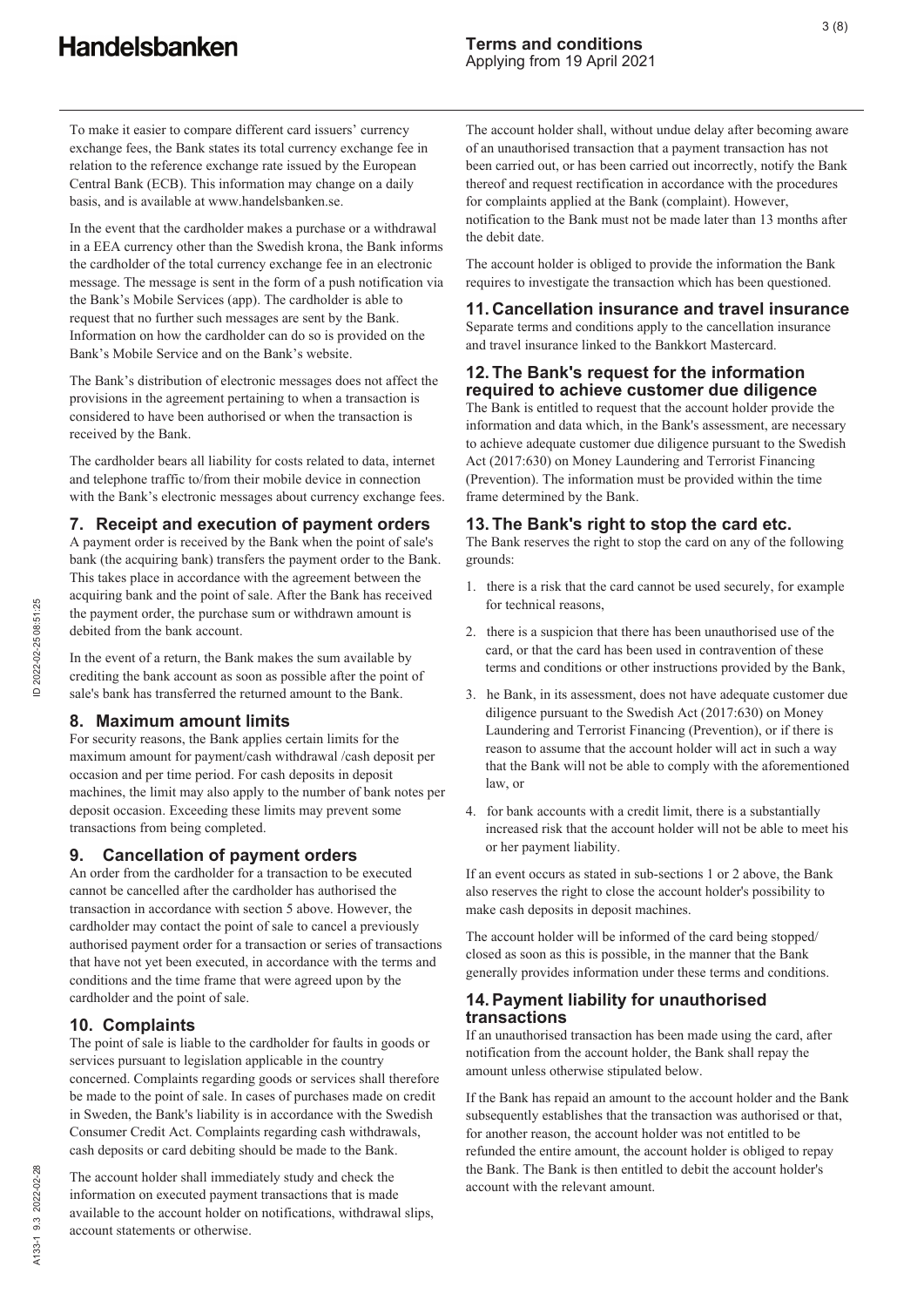To make it easier to compare different card issuers' currency exchange fees, the Bank states its total currency exchange fee in relation to the reference exchange rate issued by the European Central Bank (ECB). This information may change on a daily basis, and is available at www.handelsbanken.se.

In the event that the cardholder makes a purchase or a withdrawal in a EEA currency other than the Swedish krona, the Bank informs the cardholder of the total currency exchange fee in an electronic message. The message is sent in the form of a push notification via the Bank's Mobile Services (app). The cardholder is able to request that no further such messages are sent by the Bank. Information on how the cardholder can do so is provided on the Bank's Mobile Service and on the Bank's website.

The Bank's distribution of electronic messages does not affect the provisions in the agreement pertaining to when a transaction is considered to have been authorised or when the transaction is received by the Bank.

The cardholder bears all liability for costs related to data, internet and telephone traffic to/from their mobile device in connection with the Bank's electronic messages about currency exchange fees.

## 7. Receipt and execution of payment orders

A payment order is received by the Bank when the point of sale's bank (the acquiring bank) transfers the payment order to the Bank. This takes place in accordance with the agreement between the acquiring bank and the point of sale. After the Bank has received the payment order, the purchase sum or withdrawn amount is debited from the bank account.

In the event of a return, the Bank makes the sum available by crediting the bank account as soon as possible after the point of sale's bank has transferred the returned amount to the Bank.

## 8. Maximum amount limits

For security reasons, the Bank applies certain limits for the maximum amount for payment/cash withdrawal /cash deposit per occasion and per time period. For cash deposits in deposit machines, the limit may also apply to the number of bank notes per deposit occasion. Exceeding these limits may prevent some transactions from being completed.

## 9. Cancellation of payment orders

An order from the cardholder for a transaction to be executed cannot be cancelled after the cardholder has authorised the transaction in accordance with section 5 above. However, the cardholder may contact the point of sale to cancel a previously authorised payment order for a transaction or series of transactions that have not yet been executed, in accordance with the terms and conditions and the time frame that were agreed upon by the cardholder and the point of sale.

## 10. Complaints

The point of sale is liable to the cardholder for faults in goods or services pursuant to legislation applicable in the country concerned. Complaints regarding goods or services shall therefore be made to the point of sale. In cases of purchases made on credit in Sweden, the Bank's liability is in accordance with the Swedish Consumer Credit Act. Complaints regarding cash withdrawals, cash deposits or card debiting should be made to the Bank.

The account holder shall immediately study and check the information on executed payment transactions that is made available to the account holder on notifications, withdrawal slips, account statements or otherwise.

The account holder shall, without undue delay after becoming aware of an unauthorised transaction that a payment transaction has not been carried out, or has been carried out incorrectly, notify the Bank thereof and request rectification in accordance with the procedures for complaints applied at the Bank (complaint). However, notification to the Bank must not be made later than 13 months after the debit date.

The account holder is obliged to provide the information the Bank requires to investigate the transaction which has been questioned.

## 11. Cancellation insurance and travel insurance

Separate terms and conditions apply to the cancellation insurance and travel insurance linked to the Bankkort Mastercard.

## 12. The Bank's request for the information required to achieve customer due diligence

The Bank is entitled to request that the account holder provide the information and data which, in the Bank's assessment, are necessary to achieve adequate customer due diligence pursuant to the Swedish Act (2017:630) on Money Laundering and Terrorist Financing (Prevention). The information must be provided within the time frame determined by the Bank.

## 13. The Bank's right to stop the card etc.

The Bank reserves the right to stop the card on any of the following grounds:

1. there is a risk that the card cannot be used securely, for example for technical reasons,
2. there is a suspicion that there has been unauthorised use of the card, or that the card has been used in contravention of these terms and conditions or other instructions provided by the Bank,
3. he Bank, in its assessment, does not have adequate customer due diligence pursuant to the Swedish Act (2017:630) on Money Laundering and Terrorist Financing (Prevention), or if there is reason to assume that the account holder will act in such a way that the Bank will not be able to comply with the aforementioned law, or
4. for bank accounts with a credit limit, there is a substantially increased risk that the account holder will not be able to meet his or her payment liability.

If an event occurs as stated in sub-sections 1 or 2 above, the Bank also reserves the right to close the account holder's possibility to make cash deposits in deposit machines.

The account holder will be informed of the card being stopped/closed as soon as this is possible, in the manner that the Bank generally provides information under these terms and conditions.

## 14. Payment liability for unauthorised transactions

If an unauthorised transaction has been made using the card, after notification from the account holder, the Bank shall repay the amount unless otherwise stipulated below.

If the Bank has repaid an amount to the account holder and the Bank subsequently establishes that the transaction was authorised or that, for another reason, the account holder was not entitled to be refunded the entire amount, the account holder is obliged to repay the Bank. The Bank is then entitled to debit the account holder's account with the relevant amount.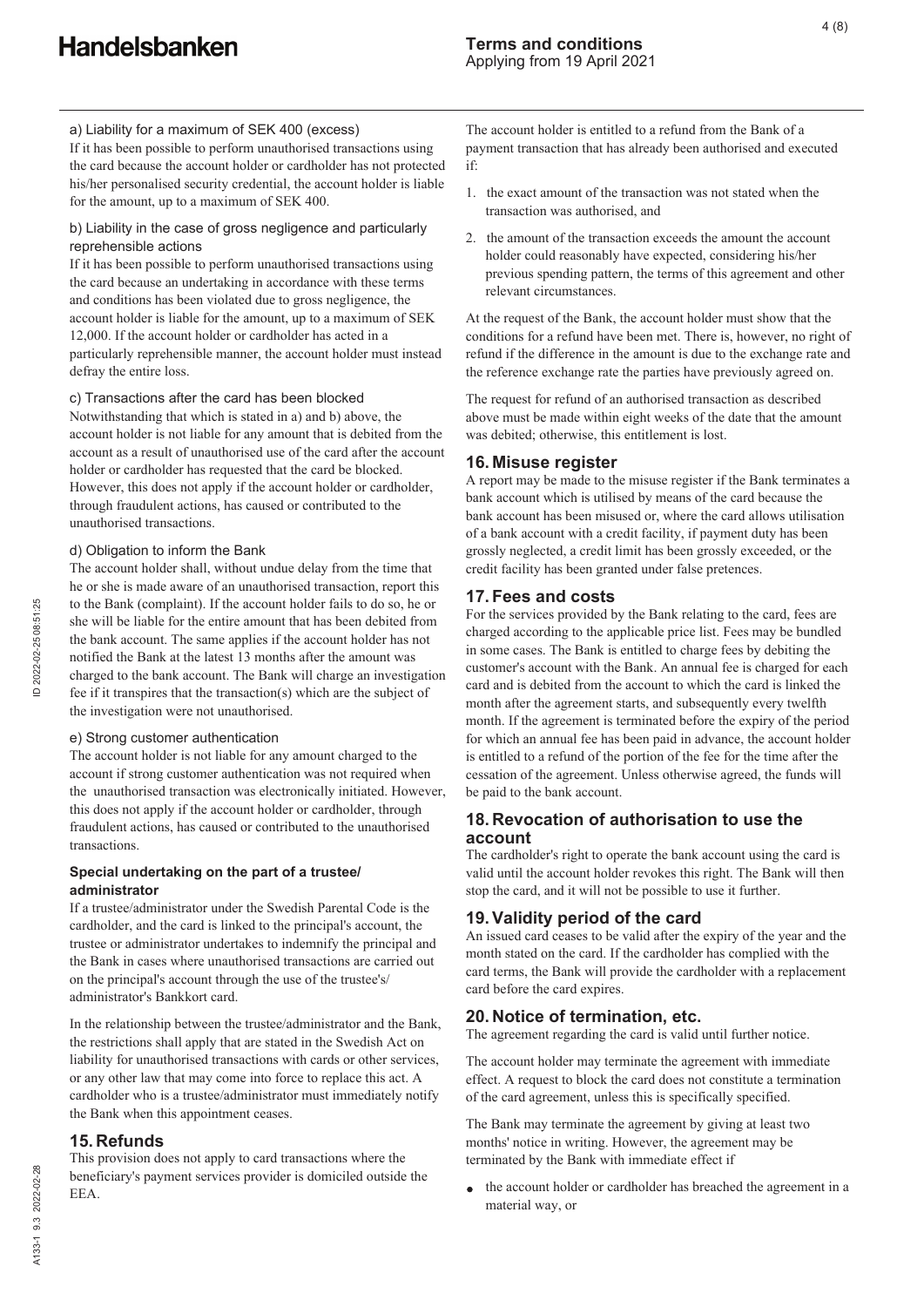a) Liability for a maximum of SEK 400 (excess)

If it has been possible to perform unauthorised transactions using the card because the account holder or cardholder has not protected his/her personalised security credential, the account holder is liable for the amount, up to a maximum of SEK 400.

b) Liability in the case of gross negligence and particularly reprehensible actions

If it has been possible to perform unauthorised transactions using the card because an undertaking in accordance with these terms and conditions has been violated due to gross negligence, the account holder is liable for the amount, up to a maximum of SEK 12,000. If the account holder or cardholder has acted in a particularly reprehensible manner, the account holder must instead defray the entire loss.

c) Transactions after the card has been blocked

Notwithstanding that which is stated in a) and b) above, the account holder is not liable for any amount that is debited from the account as a result of unauthorised use of the card after the account holder or cardholder has requested that the card be blocked. However, this does not apply if the account holder or cardholder, through fraudulent actions, has caused or contributed to the unauthorised transactions.

d) Obligation to inform the Bank

The account holder shall, without undue delay from the time that he or she is made aware of an unauthorised transaction, report this to the Bank (complaint). If the account holder fails to do so, he or she will be liable for the entire amount that has been debited from the bank account. The same applies if the account holder has not notified the Bank at the latest 13 months after the amount was charged to the bank account. The Bank will charge an investigation fee if it transpires that the transaction(s) which are the subject of the investigation were not unauthorised.

e) Strong customer authentication

The account holder is not liable for any amount charged to the account if strong customer authentication was not required when the unauthorised transaction was electronically initiated. However, this does not apply if the account holder or cardholder, through fraudulent actions, has caused or contributed to the unauthorised transactions.

**Special undertaking on the part of a trustee/ administrator**

If a trustee/administrator under the Swedish Parental Code is the cardholder, and the card is linked to the principal's account, the trustee or administrator undertakes to indemnify the principal and the Bank in cases where unauthorised transactions are carried out on the principal's account through the use of the trustee's/ administrator's Bankkort card.

In the relationship between the trustee/administrator and the Bank, the restrictions shall apply that are stated in the Swedish Act on liability for unauthorised transactions with cards or other services, or any other law that may come into force to replace this act. A cardholder who is a trustee/administrator must immediately notify the Bank when this appointment ceases.

## 15. Refunds

This provision does not apply to card transactions where the beneficiary's payment services provider is domiciled outside the EEA.

The account holder is entitled to a refund from the Bank of a payment transaction that has already been authorised and executed if:

1. the exact amount of the transaction was not stated when the transaction was authorised, and
2. the amount of the transaction exceeds the amount the account holder could reasonably have expected, considering his/her previous spending pattern, the terms of this agreement and other relevant circumstances.

At the request of the Bank, the account holder must show that the conditions for a refund have been met. There is, however, no right of refund if the difference in the amount is due to the exchange rate and the reference exchange rate the parties have previously agreed on.

The request for refund of an authorised transaction as described above must be made within eight weeks of the date that the amount was debited; otherwise, this entitlement is lost.

## 16. Misuse register

A report may be made to the misuse register if the Bank terminates a bank account which is utilised by means of the card because the bank account has been misused or, where the card allows utilisation of a bank account with a credit facility, if payment duty has been grossly neglected, a credit limit has been grossly exceeded, or the credit facility has been granted under false pretences.

## 17. Fees and costs

For the services provided by the Bank relating to the card, fees are charged according to the applicable price list. Fees may be bundled in some cases. The Bank is entitled to charge fees by debiting the customer's account with the Bank. An annual fee is charged for each card and is debited from the account to which the card is linked the month after the agreement starts, and subsequently every twelfth month. If the agreement is terminated before the expiry of the period for which an annual fee has been paid in advance, the account holder is entitled to a refund of the portion of the fee for the time after the cessation of the agreement. Unless otherwise agreed, the funds will be paid to the bank account.

## 18. Revocation of authorisation to use the account

The cardholder's right to operate the bank account using the card is valid until the account holder revokes this right. The Bank will then stop the card, and it will not be possible to use it further.

## 19. Validity period of the card

An issued card ceases to be valid after the expiry of the year and the month stated on the card. If the cardholder has complied with the card terms, the Bank will provide the cardholder with a replacement card before the card expires.

## 20. Notice of termination, etc.

The agreement regarding the card is valid until further notice.

The account holder may terminate the agreement with immediate effect. A request to block the card does not constitute a termination of the card agreement, unless this is specifically specified.

The Bank may terminate the agreement by giving at least two months' notice in writing. However, the agreement may be terminated by the Bank with immediate effect if

- the account holder or cardholder has breached the agreement in a material way, or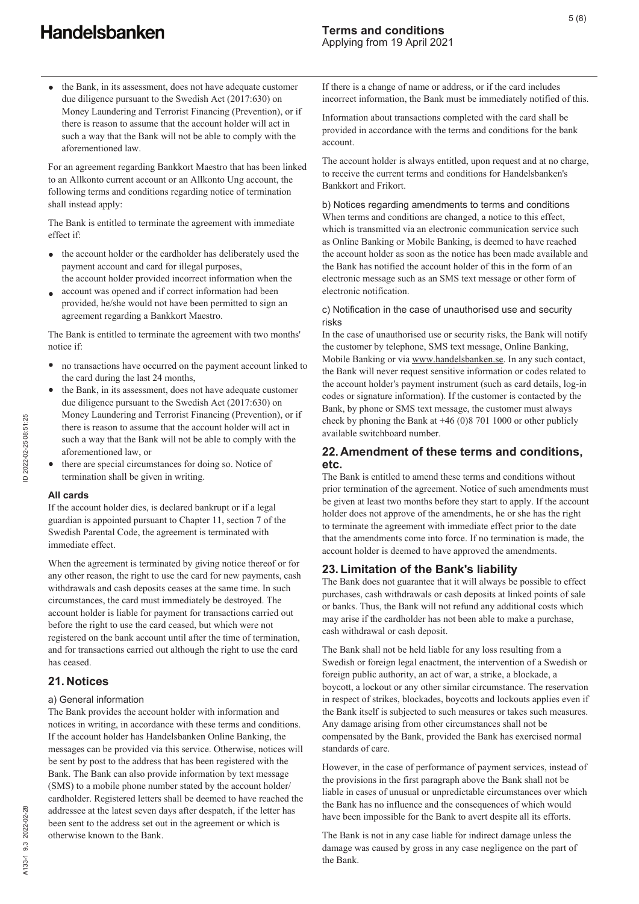- the Bank, in its assessment, does not have adequate customer due diligence pursuant to the Swedish Act (2017:630) on Money Laundering and Terrorist Financing (Prevention), or if there is reason to assume that the account holder will act in such a way that the Bank will not be able to comply with the aforementioned law.

For an agreement regarding Bankkort Maestro that has been linked to an Allkonto current account or an Allkonto Ung account, the following terms and conditions regarding notice of termination shall instead apply:

The Bank is entitled to terminate the agreement with immediate effect if:

- the account holder or the cardholder has deliberately used the payment account and card for illegal purposes,
- the account holder provided incorrect information when the account was opened and if correct information had been provided, he/she would not have been permitted to sign an agreement regarding a Bankkort Maestro.

The Bank is entitled to terminate the agreement with two months' notice if:

- no transactions have occurred on the payment account linked to the card during the last 24 months,
- the Bank, in its assessment, does not have adequate customer due diligence pursuant to the Swedish Act (2017:630) on Money Laundering and Terrorist Financing (Prevention), or if there is reason to assume that the account holder will act in such a way that the Bank will not be able to comply with the aforementioned law, or
- there are special circumstances for doing so. Notice of termination shall be given in writing.

**All cards**

If the account holder dies, is declared bankrupt or if a legal guardian is appointed pursuant to Chapter 11, section 7 of the Swedish Parental Code, the agreement is terminated with immediate effect.

When the agreement is terminated by giving notice thereof or for any other reason, the right to use the card for new payments, cash withdrawals and cash deposits ceases at the same time. In such circumstances, the card must immediately be destroyed. The account holder is liable for payment for transactions carried out before the right to use the card ceased, but which were not registered on the bank account until after the time of termination, and for transactions carried out although the right to use the card has ceased.

## 21. Notices

a) General information

The Bank provides the account holder with information and notices in writing, in accordance with these terms and conditions. If the account holder has Handelsbanken Online Banking, the messages can be provided via this service. Otherwise, notices will be sent by post to the address that has been registered with the Bank. The Bank can also provide information by text message (SMS) to a mobile phone number stated by the account holder/cardholder. Registered letters shall be deemed to have reached the addressee at the latest seven days after despatch, if the letter has been sent to the address set out in the agreement or which is otherwise known to the Bank.

If there is a change of name or address, or if the card includes incorrect information, the Bank must be immediately notified of this.

Information about transactions completed with the card shall be provided in accordance with the terms and conditions for the bank account.

The account holder is always entitled, upon request and at no charge, to receive the current terms and conditions for Handelsbanken's Bankkort and Frikort.

b) Notices regarding amendments to terms and conditions

When terms and conditions are changed, a notice to this effect, which is transmitted via an electronic communication service such as Online Banking or Mobile Banking, is deemed to have reached the account holder as soon as the notice has been made available and the Bank has notified the account holder of this in the form of an electronic message such as an SMS text message or other form of electronic notification.

c) Notification in the case of unauthorised use and security risks

In the case of unauthorised use or security risks, the Bank will notify the customer by telephone, SMS text message, Online Banking, Mobile Banking or via www.handelsbanken.se. In any such contact, the Bank will never request sensitive information or codes related to the account holder's payment instrument (such as card details, log-in codes or signature information). If the customer is contacted by the Bank, by phone or SMS text message, the customer must always check by phoning the Bank at +46 (0)8 701 1000 or other publicly available switchboard number.

## 22. Amendment of these terms and conditions, etc.

The Bank is entitled to amend these terms and conditions without prior termination of the agreement. Notice of such amendments must be given at least two months before they start to apply. If the account holder does not approve of the amendments, he or she has the right to terminate the agreement with immediate effect prior to the date that the amendments come into force. If no termination is made, the account holder is deemed to have approved the amendments.

## 23. Limitation of the Bank's liability

The Bank does not guarantee that it will always be possible to effect purchases, cash withdrawals or cash deposits at linked points of sale or banks. Thus, the Bank will not refund any additional costs which may arise if the cardholder has not been able to make a purchase, cash withdrawal or cash deposit.

The Bank shall not be held liable for any loss resulting from a Swedish or foreign legal enactment, the intervention of a Swedish or foreign public authority, an act of war, a strike, a blockade, a boycott, a lockout or any other similar circumstance. The reservation in respect of strikes, blockades, boycotts and lockouts applies even if the Bank itself is subjected to such measures or takes such measures. Any damage arising from other circumstances shall not be compensated by the Bank, provided the Bank has exercised normal standards of care.

However, in the case of performance of payment services, instead of the provisions in the first paragraph above the Bank shall not be liable in cases of unusual or unpredictable circumstances over which the Bank has no influence and the consequences of which would have been impossible for the Bank to avert despite all its efforts.

The Bank is not in any case liable for indirect damage unless the damage was caused by gross in any case negligence on the part of the Bank.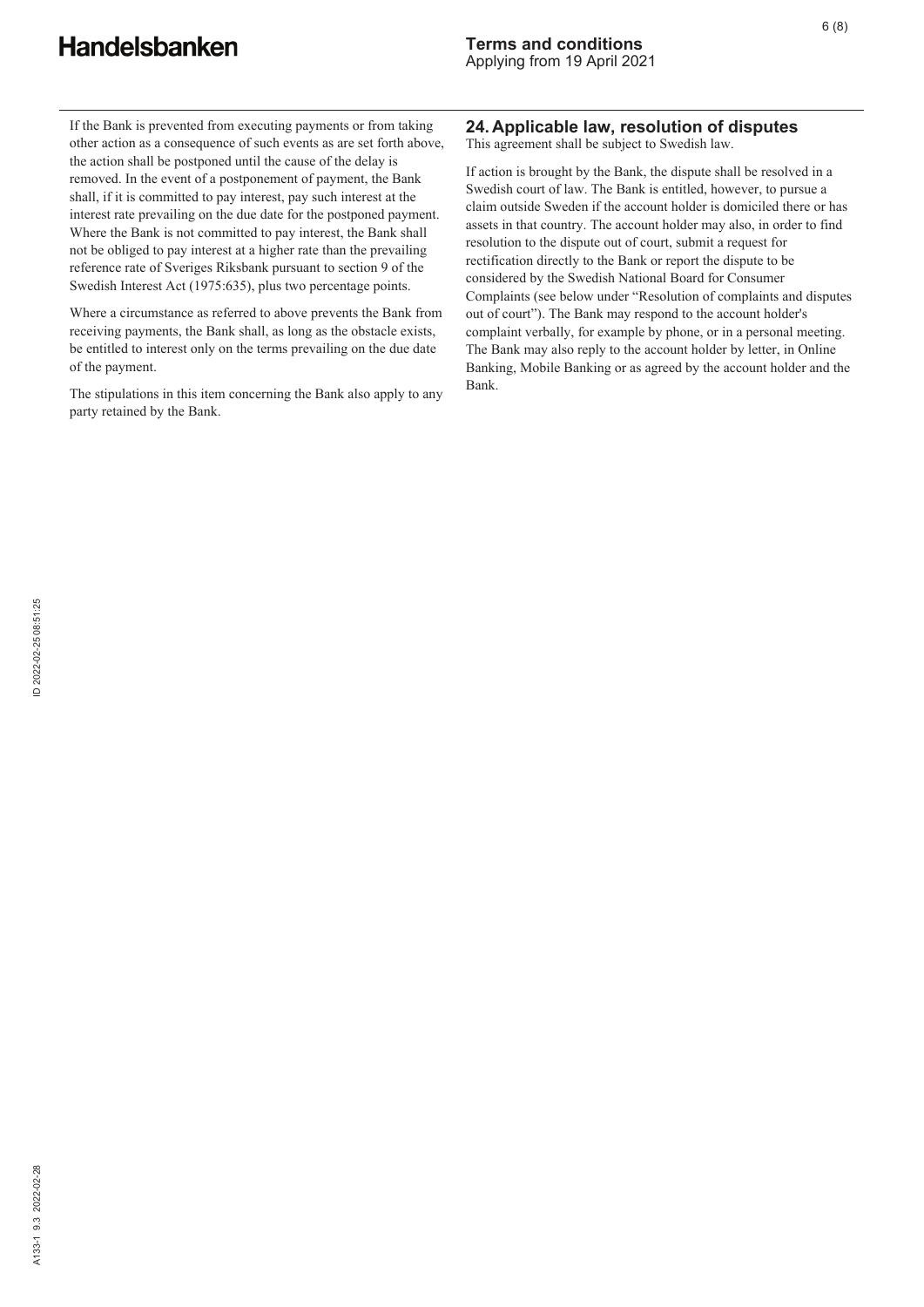If the Bank is prevented from executing payments or from taking other action as a consequence of such events as are set forth above, the action shall be postponed until the cause of the delay is removed. In the event of a postponement of payment, the Bank shall, if it is committed to pay interest, pay such interest at the interest rate prevailing on the due date for the postponed payment. Where the Bank is not committed to pay interest, the Bank shall not be obliged to pay interest at a higher rate than the prevailing reference rate of Sveriges Riksbank pursuant to section 9 of the Swedish Interest Act (1975:635), plus two percentage points.

Where a circumstance as referred to above prevents the Bank from receiving payments, the Bank shall, as long as the obstacle exists, be entitled to interest only on the terms prevailing on the due date of the payment.

The stipulations in this item concerning the Bank also apply to any party retained by the Bank.

## 24. Applicable law, resolution of disputes

This agreement shall be subject to Swedish law.

If action is brought by the Bank, the dispute shall be resolved in a Swedish court of law. The Bank is entitled, however, to pursue a claim outside Sweden if the account holder is domiciled there or has assets in that country. The account holder may also, in order to find resolution to the dispute out of court, submit a request for rectification directly to the Bank or report the dispute to be considered by the Swedish National Board for Consumer Complaints (see below under "Resolution of complaints and disputes out of court"). The Bank may respond to the account holder's complaint verbally, for example by phone, or in a personal meeting. The Bank may also reply to the account holder by letter, in Online Banking, Mobile Banking or as agreed by the account holder and the Bank.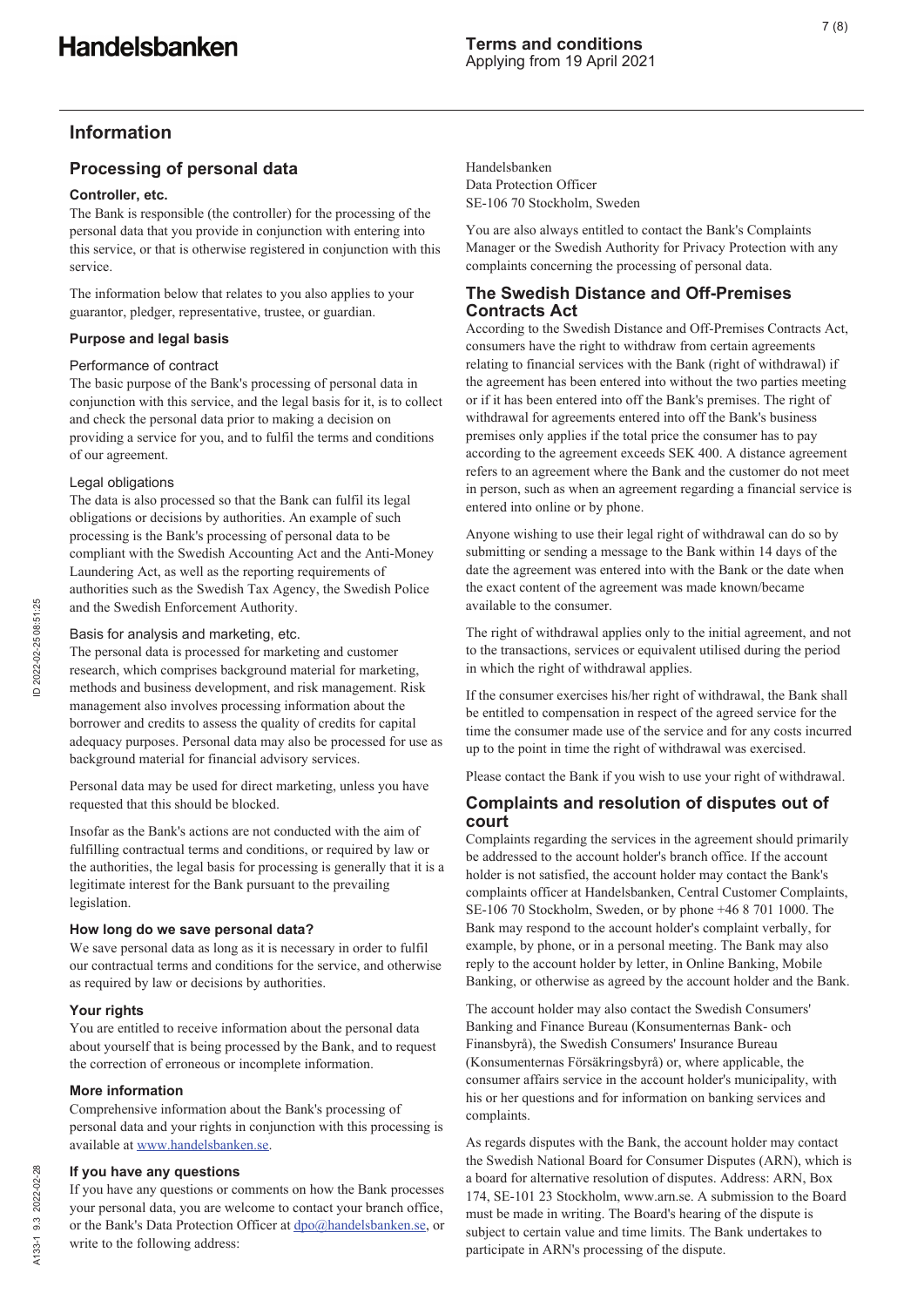# Information

## Processing of personal data

### Controller, etc.

The Bank is responsible (the controller) for the processing of the personal data that you provide in conjunction with entering into this service, or that is otherwise registered in conjunction with this service.

The information below that relates to you also applies to your guarantor, pledger, representative, trustee, or guardian.

### Purpose and legal basis

#### Performance of contract

The basic purpose of the Bank's processing of personal data in conjunction with this service, and the legal basis for it, is to collect and check the personal data prior to making a decision on providing a service for you, and to fulfil the terms and conditions of our agreement.

#### Legal obligations

The data is also processed so that the Bank can fulfil its legal obligations or decisions by authorities. An example of such processing is the Bank's processing of personal data to be compliant with the Swedish Accounting Act and the Anti-Money Laundering Act, as well as the reporting requirements of authorities such as the Swedish Tax Agency, the Swedish Police and the Swedish Enforcement Authority.

#### Basis for analysis and marketing, etc.

The personal data is processed for marketing and customer research, which comprises background material for marketing, methods and business development, and risk management. Risk management also involves processing information about the borrower and credits to assess the quality of credits for capital adequacy purposes. Personal data may also be processed for use as background material for financial advisory services.

Personal data may be used for direct marketing, unless you have requested that this should be blocked.

Insofar as the Bank's actions are not conducted with the aim of fulfilling contractual terms and conditions, or required by law or the authorities, the legal basis for processing is generally that it is a legitimate interest for the Bank pursuant to the prevailing legislation.

### How long do we save personal data?

We save personal data as long as it is necessary in order to fulfil our contractual terms and conditions for the service, and otherwise as required by law or decisions by authorities.

### Your rights

You are entitled to receive information about the personal data about yourself that is being processed by the Bank, and to request the correction of erroneous or incomplete information.

### More information

Comprehensive information about the Bank's processing of personal data and your rights in conjunction with this processing is available at www.handelsbanken.se.

### If you have any questions

If you have any questions or comments on how the Bank processes your personal data, you are welcome to contact your branch office, or the Bank's Data Protection Officer at dpo@handelsbanken.se, or write to the following address:

Handelsbanken
Data Protection Officer
SE-106 70 Stockholm, Sweden

You are also always entitled to contact the Bank's Complaints Manager or the Swedish Authority for Privacy Protection with any complaints concerning the processing of personal data.

## The Swedish Distance and Off-Premises Contracts Act

According to the Swedish Distance and Off-Premises Contracts Act, consumers have the right to withdraw from certain agreements relating to financial services with the Bank (right of withdrawal) if the agreement has been entered into without the two parties meeting or if it has been entered into off the Bank's premises. The right of withdrawal for agreements entered into off the Bank's business premises only applies if the total price the consumer has to pay according to the agreement exceeds SEK 400. A distance agreement refers to an agreement where the Bank and the customer do not meet in person, such as when an agreement regarding a financial service is entered into online or by phone.

Anyone wishing to use their legal right of withdrawal can do so by submitting or sending a message to the Bank within 14 days of the date the agreement was entered into with the Bank or the date when the exact content of the agreement was made known/became available to the consumer.

The right of withdrawal applies only to the initial agreement, and not to the transactions, services or equivalent utilised during the period in which the right of withdrawal applies.

If the consumer exercises his/her right of withdrawal, the Bank shall be entitled to compensation in respect of the agreed service for the time the consumer made use of the service and for any costs incurred up to the point in time the right of withdrawal was exercised.

Please contact the Bank if you wish to use your right of withdrawal.

## Complaints and resolution of disputes out of court

Complaints regarding the services in the agreement should primarily be addressed to the account holder's branch office. If the account holder is not satisfied, the account holder may contact the Bank's complaints officer at Handelsbanken, Central Customer Complaints, SE-106 70 Stockholm, Sweden, or by phone +46 8 701 1000. The Bank may respond to the account holder's complaint verbally, for example, by phone, or in a personal meeting. The Bank may also reply to the account holder by letter, in Online Banking, Mobile Banking, or otherwise as agreed by the account holder and the Bank.

The account holder may also contact the Swedish Consumers' Banking and Finance Bureau (Konsumenternas Bank- och Finansbyrå), the Swedish Consumers' Insurance Bureau (Konsumenternas Försäkringsbyrå) or, where applicable, the consumer affairs service in the account holder's municipality, with his or her questions and for information on banking services and complaints.

As regards disputes with the Bank, the account holder may contact the Swedish National Board for Consumer Disputes (ARN), which is a board for alternative resolution of disputes. Address: ARN, Box 174, SE-101 23 Stockholm, www.arn.se. A submission to the Board must be made in writing. The Board's hearing of the dispute is subject to certain value and time limits. The Bank undertakes to participate in ARN's processing of the dispute.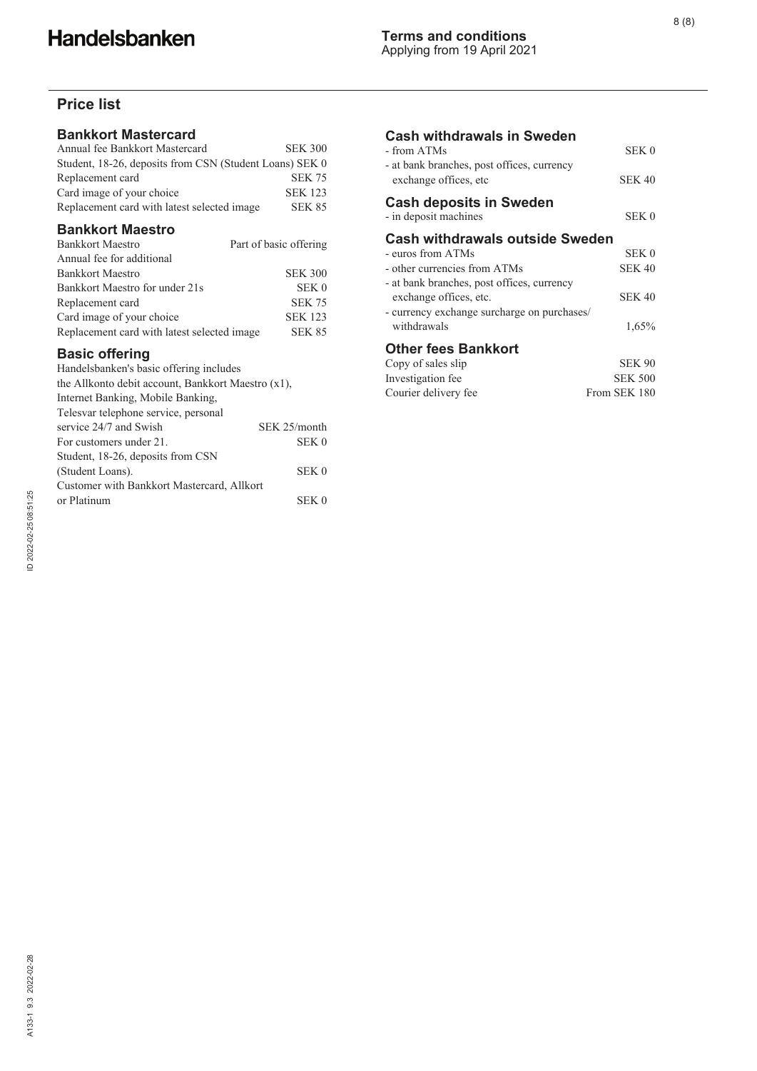## Price list

### Bankkort Mastercard

| | |
|---|---|
| Annual fee Bankkort Mastercard | SEK 300 |
| Student, 18-26, deposits from CSN (Student Loans) | SEK 0 |
| Replacement card | SEK 75 |
| Card image of your choice | SEK 123 |
| Replacement card with latest selected image | SEK 85 |

### Bankkort Maestro

| | |
|---|---|
| Bankkort Maestro | Part of basic offering |
| Annual fee for additional Bankkort Maestro | SEK 300 |
| Bankkort Maestro for under 21s | SEK 0 |
| Replacement card | SEK 75 |
| Card image of your choice | SEK 123 |
| Replacement card with latest selected image | SEK 85 |

### Basic offering

| | |
|---|---|
| Handelsbanken's basic offering includes the Allkonto debit account, Bankkort Maestro (x1), Internet Banking, Mobile Banking, Telesvar telephone service, personal service 24/7 and Swish | SEK 25/month |
| For customers under 21. | SEK 0 |
| Student, 18-26, deposits from CSN (Student Loans). | SEK 0 |
| Customer with Bankkort Mastercard, Allkort or Platinum | SEK 0 |

### Cash withdrawals in Sweden

| | |
|---|---|
| - from ATMs | SEK 0 |
| - at bank branches, post offices, currency exchange offices, etc | SEK 40 |

### Cash deposits in Sweden

| | |
|---|---|
| - in deposit machines | SEK 0 |

### Cash withdrawals outside Sweden

| | |
|---|---|
| - euros from ATMs | SEK 0 |
| - other currencies from ATMs | SEK 40 |
| - at bank branches, post offices, currency exchange offices, etc. | SEK 40 |
| - currency exchange surcharge on purchases/ withdrawals | 1,65% |

### Other fees Bankkort

| | |
|---|---|
| Copy of sales slip | SEK 90 |
| Investigation fee | SEK 500 |
| Courier delivery fee | From SEK 180 |